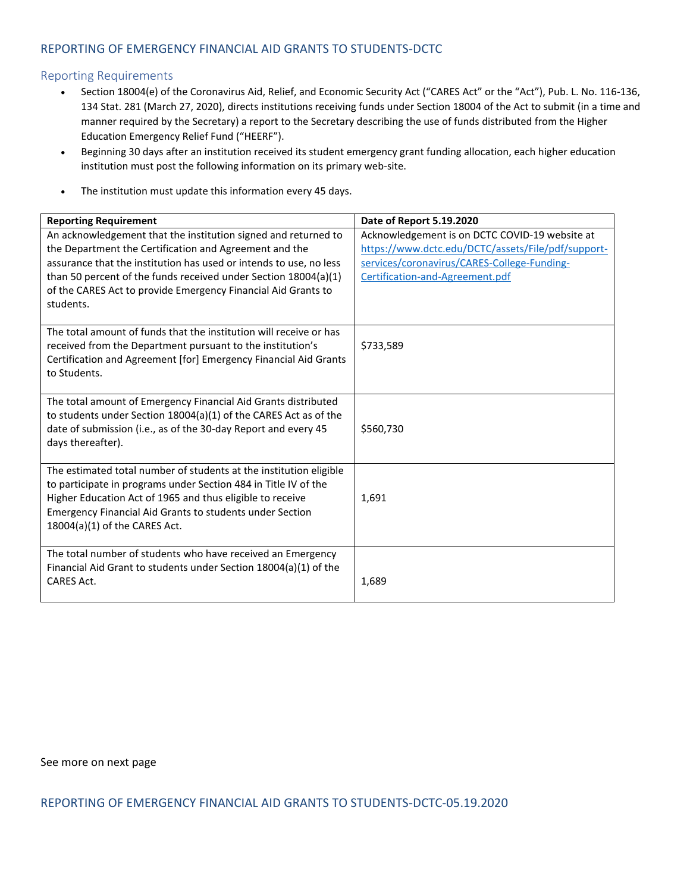## REPORTING OF EMERGENCY FINANCIAL AID GRANTS TO STUDENTS-DCTC

### Reporting Requirements

- Section 18004(e) of the Coronavirus Aid, Relief, and Economic Security Act ("CARES Act" or the "Act"), Pub. L. No. 116-136, 134 Stat. 281 (March 27, 2020), directs institutions receiving funds under Section 18004 of the Act to submit (in a time and manner required by the Secretary) a report to the Secretary describing the use of funds distributed from the Higher Education Emergency Relief Fund ("HEERF").
- Beginning 30 days after an institution received its student emergency grant funding allocation, each higher education institution must post the following information on its primary web-site.
- The institution must update this information every 45 days.

| Reporting Requirement | Date of Report 5.19.2020 |
|---|---|
| An acknowledgement that the institution signed and returned to the Department the Certification and Agreement and the assurance that the institution has used or intends to use, no less than 50 percent of the funds received under Section 18004(a)(1) of the CARES Act to provide Emergency Financial Aid Grants to students. | Acknowledgement is on DCTC COVID-19 website at https://www.dctc.edu/DCTC/assets/File/pdf/support-services/coronavirus/CARES-College-Funding-Certification-and-Agreement.pdf |
| The total amount of funds that the institution will receive or has received from the Department pursuant to the institution's Certification and Agreement [for] Emergency Financial Aid Grants to Students. | $733,589 |
| The total amount of Emergency Financial Aid Grants distributed to students under Section 18004(a)(1) of the CARES Act as of the date of submission (i.e., as of the 30-day Report and every 45 days thereafter). | $560,730 |
| The estimated total number of students at the institution eligible to participate in programs under Section 484 in Title IV of the Higher Education Act of 1965 and thus eligible to receive Emergency Financial Aid Grants to students under Section 18004(a)(1) of the CARES Act. | 1,691 |
| The total number of students who have received an Emergency Financial Aid Grant to students under Section 18004(a)(1) of the CARES Act. | 1,689 |

See more on next page

## REPORTING OF EMERGENCY FINANCIAL AID GRANTS TO STUDENTS-DCTC-05.19.2020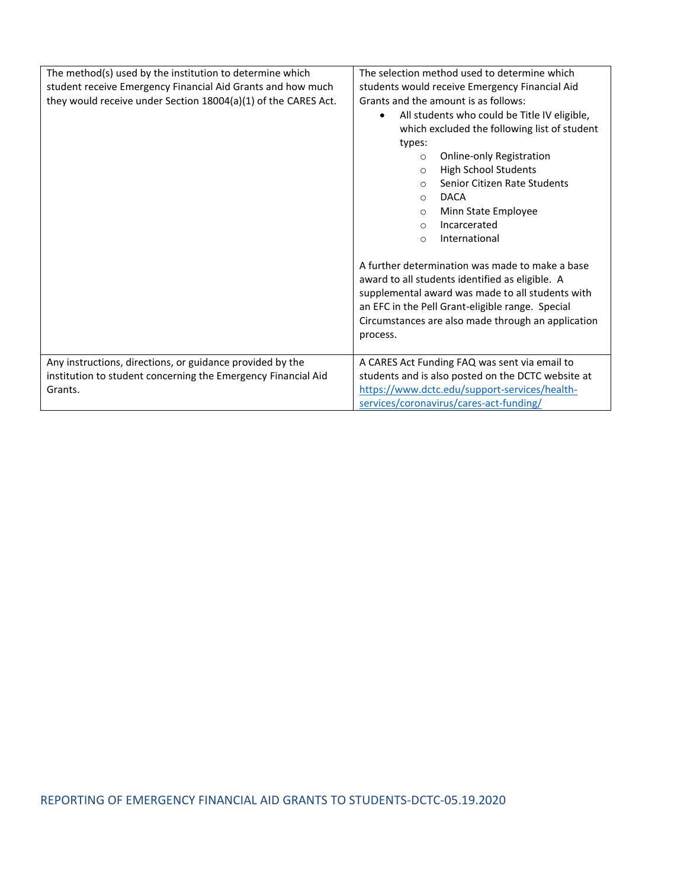| | |
|---|---|
| The method(s) used by the institution to determine which student receive Emergency Financial Aid Grants and how much they would receive under Section 18004(a)(1) of the CARES Act. | The selection method used to determine which students would receive Emergency Financial Aid Grants and the amount is as follows:<br>• All students who could be Title IV eligible, which excluded the following list of student types:<br>&nbsp;&nbsp;○ Online-only Registration<br>&nbsp;&nbsp;○ High School Students<br>&nbsp;&nbsp;○ Senior Citizen Rate Students<br>&nbsp;&nbsp;○ DACA<br>&nbsp;&nbsp;○ Minn State Employee<br>&nbsp;&nbsp;○ Incarcerated<br>&nbsp;&nbsp;○ International<br><br>A further determination was made to make a base award to all students identified as eligible. A supplemental award was made to all students with an EFC in the Pell Grant-eligible range. Special Circumstances are also made through an application process. |
| Any instructions, directions, or guidance provided by the institution to student concerning the Emergency Financial Aid Grants. | A CARES Act Funding FAQ was sent via email to students and is also posted on the DCTC website at [https://www.dctc.edu/support-services/health-services/coronavirus/cares-act-funding/](https://www.dctc.edu/support-services/health-services/coronavirus/cares-act-funding/) |